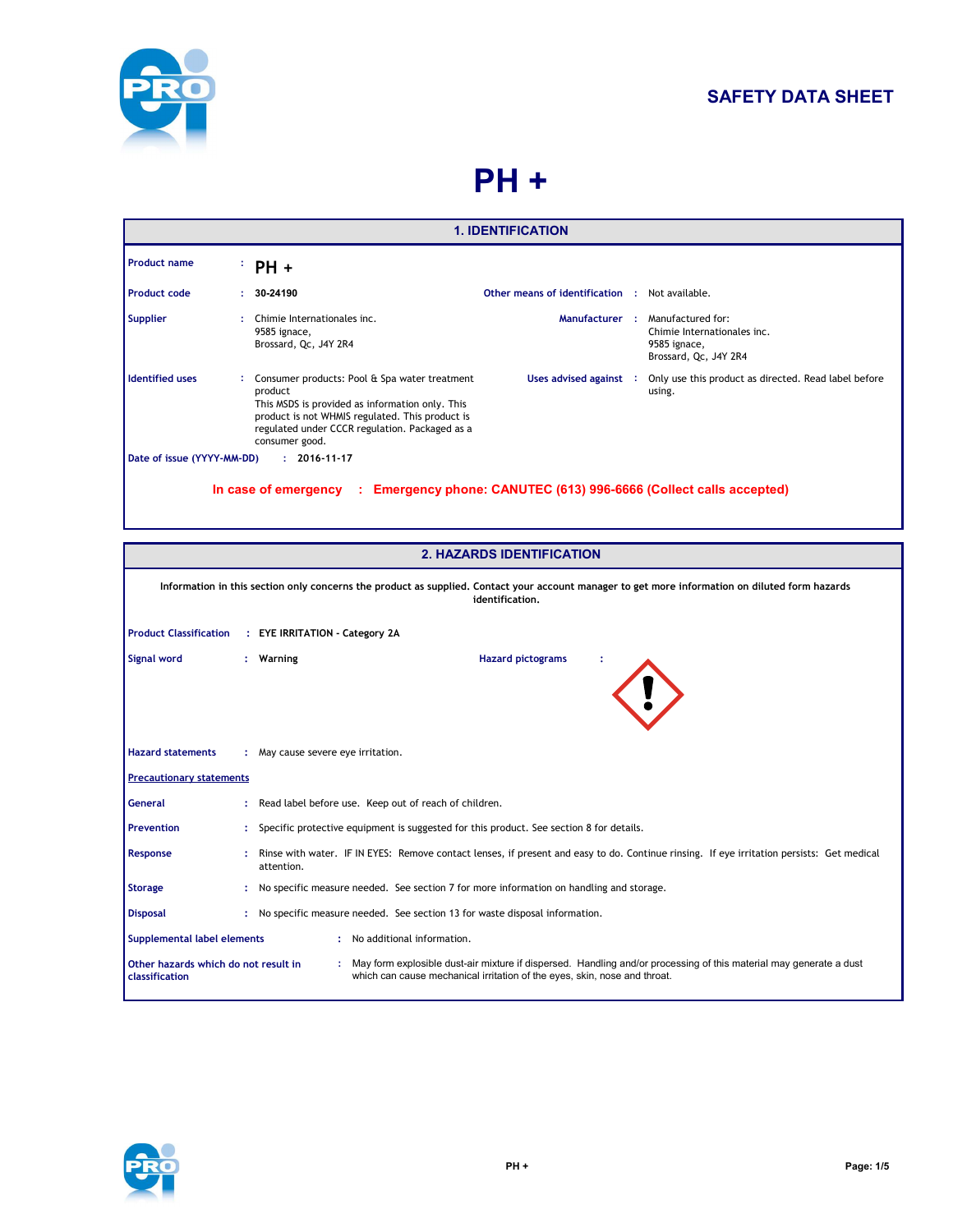# SAFETY DATA SHEET

# PH +

## 1. IDENTIFICATION

**Product name** : PH +

**Product code** : 30-24190

**Other means of identification** : Not available.

**Supplier** : Chimie Internationales inc.
9585 ignace,
Brossard, Qc, J4Y 2R4

**Manufacturer** : Manufactured for:
Chimie Internationales inc.
9585 ignace,
Brossard, Qc, J4Y 2R4

**Identified uses** : Consumer products: Pool & Spa water treatment product
This MSDS is provided as information only. This product is not WHMIS regulated. This product is regulated under CCCR regulation. Packaged as a consumer good.

**Uses advised against** : Only use this product as directed. Read label before using.

**Date of issue (YYYY-MM-DD)** : 2016-11-17

**In case of emergency : Emergency phone: CANUTEC (613) 996-6666 (Collect calls accepted)**

## 2. HAZARDS IDENTIFICATION

**Information in this section only concerns the product as supplied. Contact your account manager to get more information on diluted form hazards identification.**

**Product Classification** : EYE IRRITATION - Category 2A

**Signal word** : Warning

**Hazard pictograms** :

**Hazard statements** : May cause severe eye irritation.

**Precautionary statements**

**General** : Read label before use. Keep out of reach of children.

**Prevention** : Specific protective equipment is suggested for this product. See section 8 for details.

**Response** : Rinse with water. IF IN EYES: Remove contact lenses, if present and easy to do. Continue rinsing. If eye irritation persists: Get medical attention.

**Storage** : No specific measure needed. See section 7 for more information on handling and storage.

**Disposal** : No specific measure needed. See section 13 for waste disposal information.

**Supplemental label elements** : No additional information.

**Other hazards which do not result in classification** : May form explosible dust-air mixture if dispersed. Handling and/or processing of this material may generate a dust which can cause mechanical irritation of the eyes, skin, nose and throat.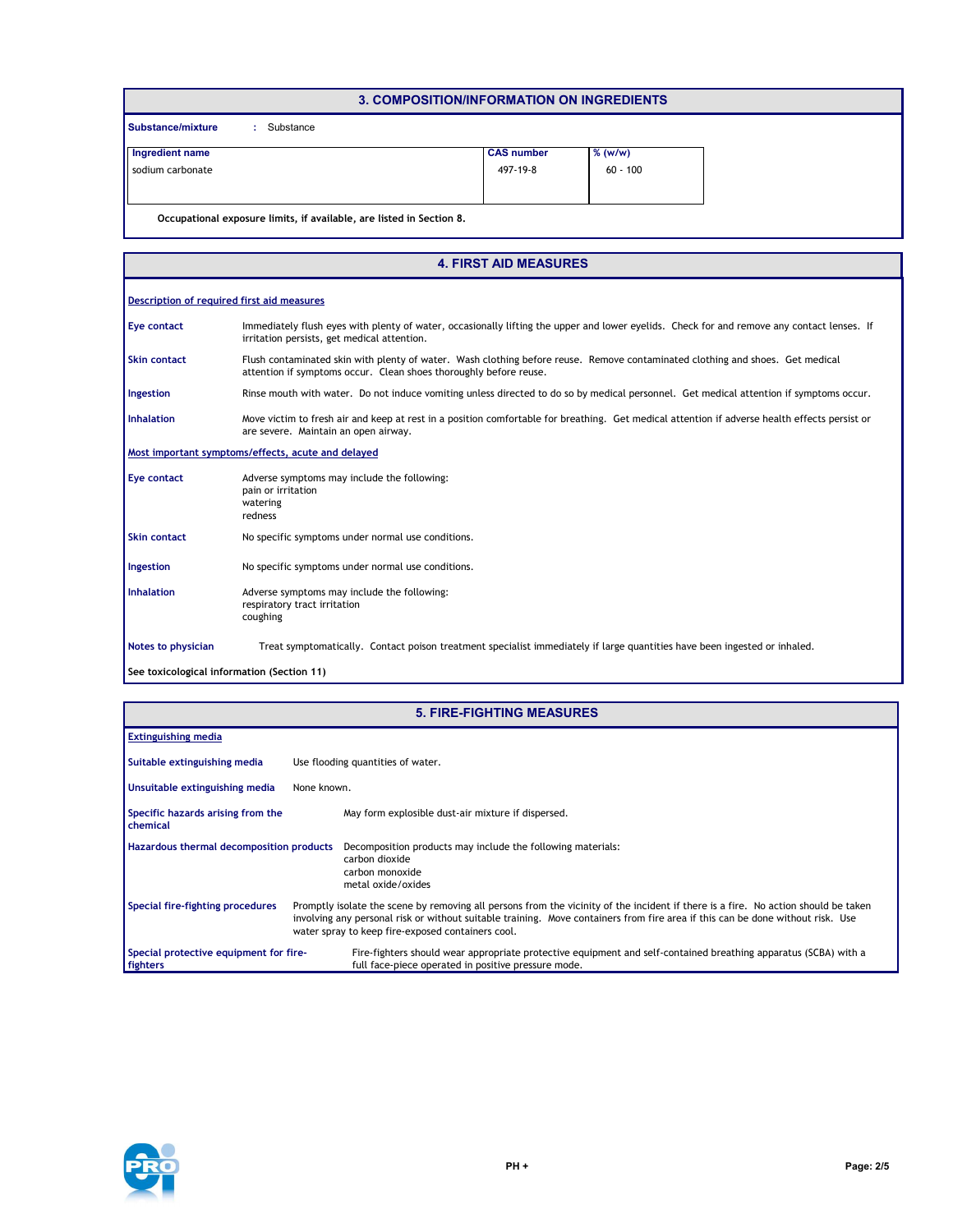## 3. COMPOSITION/INFORMATION ON INGREDIENTS

**Substance/mixture** : Substance

| Ingredient name | CAS number | % (w/w) |
|---|---|---|
| sodium carbonate | 497-19-8 | 60 - 100 |

**Occupational exposure limits, if available, are listed in Section 8.**

## 4. FIRST AID MEASURES

**Description of required first aid measures**

**Eye contact** Immediately flush eyes with plenty of water, occasionally lifting the upper and lower eyelids. Check for and remove any contact lenses. If irritation persists, get medical attention.

**Skin contact** Flush contaminated skin with plenty of water. Wash clothing before reuse. Remove contaminated clothing and shoes. Get medical attention if symptoms occur. Clean shoes thoroughly before reuse.

**Ingestion** Rinse mouth with water. Do not induce vomiting unless directed to do so by medical personnel. Get medical attention if symptoms occur.

**Inhalation** Move victim to fresh air and keep at rest in a position comfortable for breathing. Get medical attention if adverse health effects persist or are severe. Maintain an open airway.

**Most important symptoms/effects, acute and delayed**

**Eye contact** Adverse symptoms may include the following:
pain or irritation
watering
redness

**Skin contact** No specific symptoms under normal use conditions.

**Ingestion** No specific symptoms under normal use conditions.

**Inhalation** Adverse symptoms may include the following:
respiratory tract irritation
coughing

**Notes to physician** Treat symptomatically. Contact poison treatment specialist immediately if large quantities have been ingested or inhaled.

**See toxicological information (Section 11)**

## 5. FIRE-FIGHTING MEASURES

**Extinguishing media**

**Suitable extinguishing media** Use flooding quantities of water.

**Unsuitable extinguishing media** None known.

**Specific hazards arising from the chemical** May form explosible dust-air mixture if dispersed.

**Hazardous thermal decomposition products** Decomposition products may include the following materials:
carbon dioxide
carbon monoxide
metal oxide/oxides

**Special fire-fighting procedures** Promptly isolate the scene by removing all persons from the vicinity of the incident if there is a fire. No action should be taken involving any personal risk or without suitable training. Move containers from fire area if this can be done without risk. Use water spray to keep fire-exposed containers cool.

**Special protective equipment for fire-fighters** Fire-fighters should wear appropriate protective equipment and self-contained breathing apparatus (SCBA) with a full face-piece operated in positive pressure mode.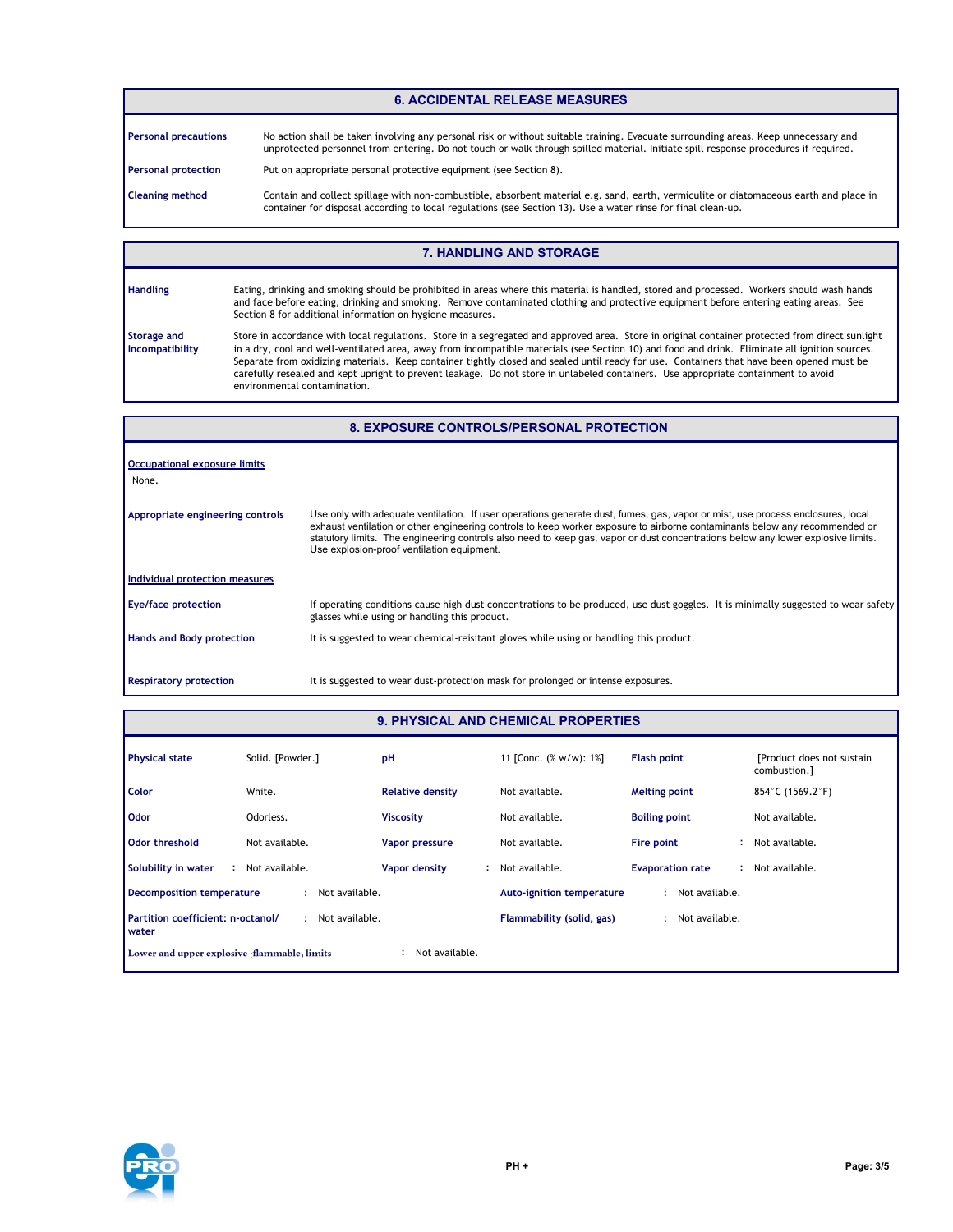## 6. ACCIDENTAL RELEASE MEASURES

**Personal precautions**: No action shall be taken involving any personal risk or without suitable training. Evacuate surrounding areas. Keep unnecessary and unprotected personnel from entering. Do not touch or walk through spilled material. Initiate spill response procedures if required.

**Personal protection**: Put on appropriate personal protective equipment (see Section 8).

**Cleaning method**: Contain and collect spillage with non-combustible, absorbent material e.g. sand, earth, vermiculite or diatomaceous earth and place in container for disposal according to local regulations (see Section 13). Use a water rinse for final clean-up.

## 7. HANDLING AND STORAGE

**Handling**: Eating, drinking and smoking should be prohibited in areas where this material is handled, stored and processed. Workers should wash hands and face before eating, drinking and smoking. Remove contaminated clothing and protective equipment before entering eating areas. See Section 8 for additional information on hygiene measures.

**Storage and Incompatibility**: Store in accordance with local regulations. Store in a segregated and approved area. Store in original container protected from direct sunlight in a dry, cool and well-ventilated area, away from incompatible materials (see Section 10) and food and drink. Eliminate all ignition sources. Separate from oxidizing materials. Keep container tightly closed and sealed until ready for use. Containers that have been opened must be carefully resealed and kept upright to prevent leakage. Do not store in unlabeled containers. Use appropriate containment to avoid environmental contamination.

## 8. EXPOSURE CONTROLS/PERSONAL PROTECTION

**Occupational exposure limits**

None.

**Appropriate engineering controls**: Use only with adequate ventilation. If user operations generate dust, fumes, gas, vapor or mist, use process enclosures, local exhaust ventilation or other engineering controls to keep worker exposure to airborne contaminants below any recommended or statutory limits. The engineering controls also need to keep gas, vapor or dust concentrations below any lower explosive limits. Use explosion-proof ventilation equipment.

**Individual protection measures**

**Eye/face protection**: If operating conditions cause high dust concentrations to be produced, use dust goggles. It is minimally suggested to wear safety glasses while using or handling this product.

**Hands and Body protection**: It is suggested to wear chemical-reisitant gloves while using or handling this product.

**Respiratory protection**: It is suggested to wear dust-protection mask for prolonged or intense exposures.

## 9. PHYSICAL AND CHEMICAL PROPERTIES

| Property | Value | Property | Value | Property | Value |
|---|---|---|---|---|---|
| **Physical state** | Solid. [Powder.] | **pH** | 11 [Conc. (% w/w): 1%] | **Flash point** | [Product does not sustain combustion.] |
| **Color** | White. | **Relative density** | Not available. | **Melting point** | 854°C (1569.2°F) |
| **Odor** | Odorless. | **Viscosity** | Not available. | **Boiling point** | Not available. |
| **Odor threshold** | Not available. | **Vapor pressure** | Not available. | **Fire point** | Not available. |
| **Solubility in water** | Not available. | **Vapor density** | Not available. | **Evaporation rate** | Not available. |

**Decomposition temperature** : Not available.

**Auto-ignition temperature** : Not available.

**Partition coefficient: n-octanol/water** : Not available.

**Flammability (solid, gas)** : Not available.

**Lower and upper explosive (flammable) limits** : Not available.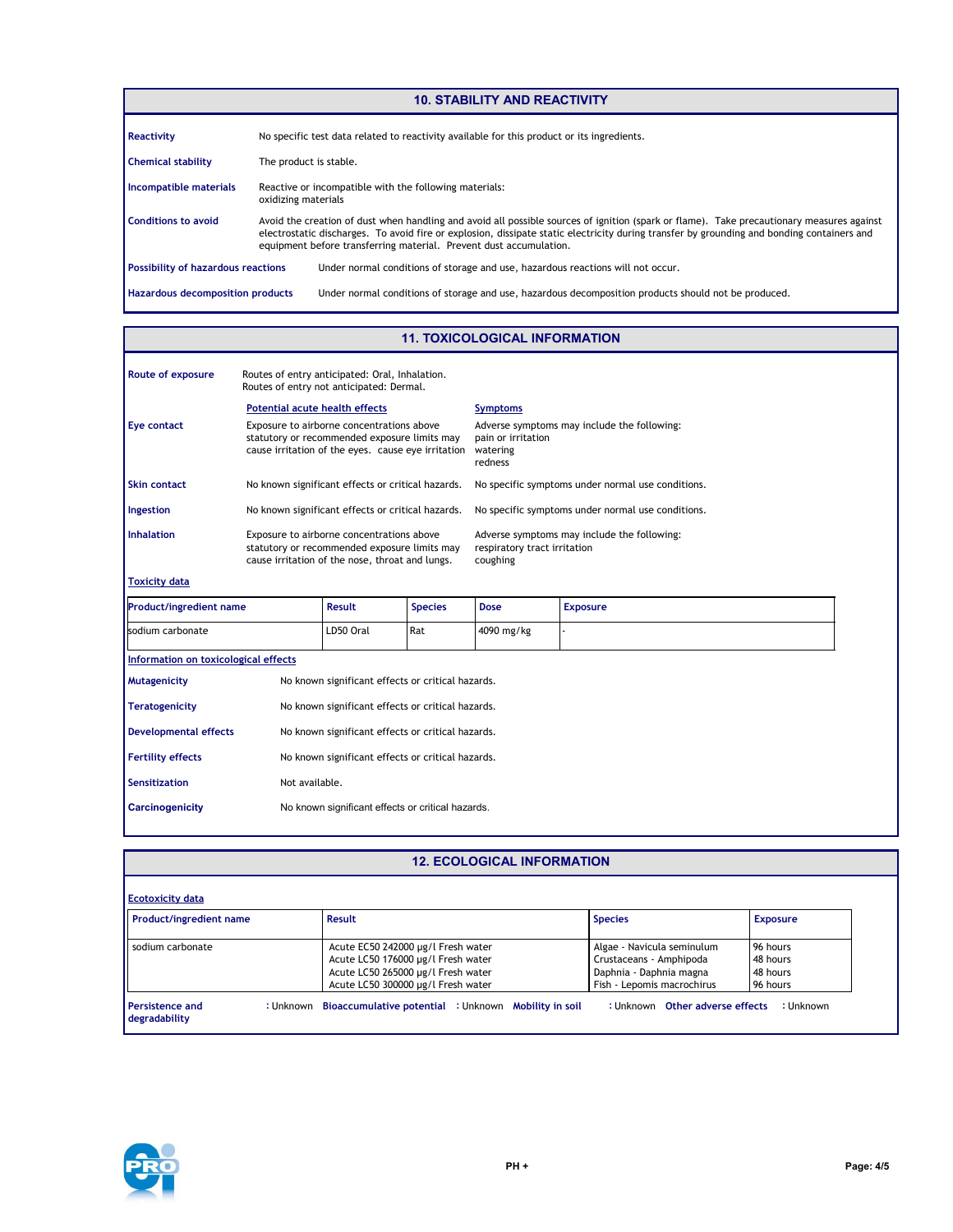## 10. STABILITY AND REACTIVITY

**Reactivity** No specific test data related to reactivity available for this product or its ingredients.

**Chemical stability** The product is stable.

**Incompatible materials** Reactive or incompatible with the following materials:
oxidizing materials

**Conditions to avoid** Avoid the creation of dust when handling and avoid all possible sources of ignition (spark or flame). Take precautionary measures against electrostatic discharges. To avoid fire or explosion, dissipate static electricity during transfer by grounding and bonding containers and equipment before transferring material. Prevent dust accumulation.

**Possibility of hazardous reactions** Under normal conditions of storage and use, hazardous reactions will not occur.

**Hazardous decomposition products** Under normal conditions of storage and use, hazardous decomposition products should not be produced.

## 11. TOXICOLOGICAL INFORMATION

**Route of exposure** Routes of entry anticipated: Oral, Inhalation.
Routes of entry not anticipated: Dermal.

| | Potential acute health effects | Symptoms |
|---|---|---|
| **Eye contact** | Exposure to airborne concentrations above statutory or recommended exposure limits may cause irritation of the eyes. cause eye irritation | Adverse symptoms may include the following: pain or irritation watering redness |
| **Skin contact** | No known significant effects or critical hazards. | No specific symptoms under normal use conditions. |
| **Ingestion** | No known significant effects or critical hazards. | No specific symptoms under normal use conditions. |
| **Inhalation** | Exposure to airborne concentrations above statutory or recommended exposure limits may cause irritation of the nose, throat and lungs. | Adverse symptoms may include the following: respiratory tract irritation coughing |

**Toxicity data**

| Product/ingredient name | Result | Species | Dose | Exposure |
|---|---|---|---|---|
| sodium carbonate | LD50 Oral | Rat | 4090 mg/kg | - |

**Information on toxicological effects**

**Mutagenicity** No known significant effects or critical hazards.

**Teratogenicity** No known significant effects or critical hazards.

**Developmental effects** No known significant effects or critical hazards.

**Fertility effects** No known significant effects or critical hazards.

**Sensitization** Not available.

**Carcinogenicity** No known significant effects or critical hazards.

## 12. ECOLOGICAL INFORMATION

**Ecotoxicity data**

| Product/ingredient name | Result | Species | Exposure |
|---|---|---|---|
| sodium carbonate | Acute EC50 242000 µg/l Fresh water | Algae - Navicula seminulum | 96 hours |
| | Acute LC50 176000 µg/l Fresh water | Crustaceans - Amphipoda | 48 hours |
| | Acute LC50 265000 µg/l Fresh water | Daphnia - Daphnia magna | 48 hours |
| | Acute LC50 300000 µg/l Fresh water | Fish - Lepomis macrochirus | 96 hours |

**Persistence and degradability** : Unknown **Bioaccumulative potential** : Unknown **Mobility in soil** : Unknown **Other adverse effects** : Unknown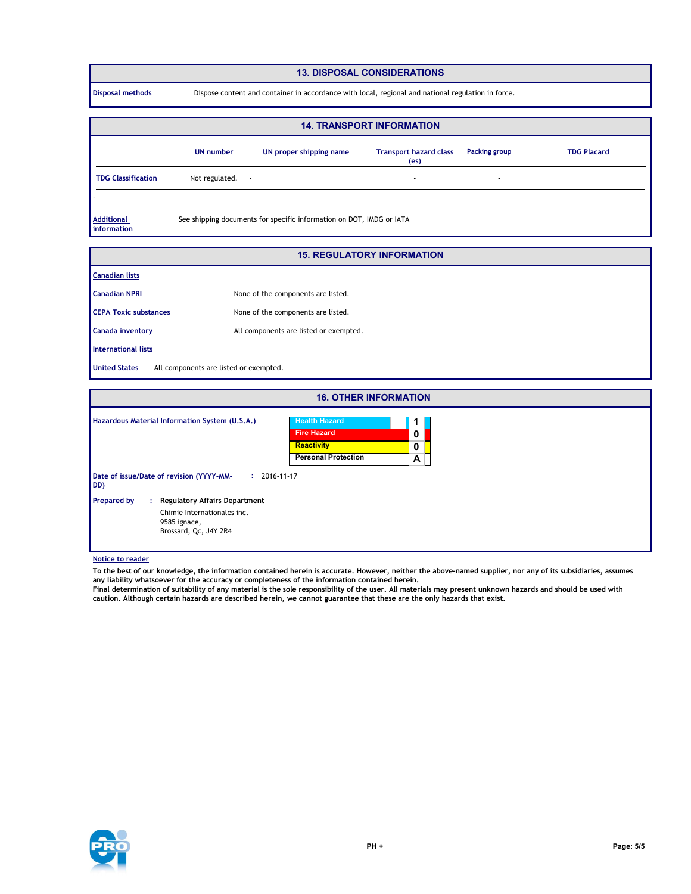## 13. DISPOSAL CONSIDERATIONS

**Disposal methods** Dispose content and container in accordance with local, regional and national regulation in force.

## 14. TRANSPORT INFORMATION

| | UN number | UN proper shipping name | Transport hazard class (es) | Packing group | TDG Placard |
|---|---|---|---|---|---|
| **TDG Classification** | Not regulated. | - | - | - | |

-

**Additional information** See shipping documents for specific information on DOT, IMDG or IATA

## 15. REGULATORY INFORMATION

**Canadian lists**

**Canadian NPRI** None of the components are listed.

**CEPA Toxic substances** None of the components are listed.

**Canada inventory** All components are listed or exempted.

**International lists**

**United States** All components are listed or exempted.

## 16. OTHER INFORMATION

**Hazardous Material Information System (U.S.A.)**

| | |
|---|---|
| Health Hazard | 1 |
| Fire Hazard | 0 |
| Reactivity | 0 |
| Personal Protection | A |

**Date of issue/Date of revision (YYYY-MM-DD)** : 2016-11-17

**Prepared by** : **Regulatory Affairs Department**

Chimie Internationales inc.
9585 ignace,
Brossard, Qc, J4Y 2R4

**Notice to reader**

**To the best of our knowledge, the information contained herein is accurate. However, neither the above-named supplier, nor any of its subsidiaries, assumes any liability whatsoever for the accuracy or completeness of the information contained herein.**
**Final determination of suitability of any material is the sole responsibility of the user. All materials may present unknown hazards and should be used with caution. Although certain hazards are described herein, we cannot guarantee that these are the only hazards that exist.**

PH +